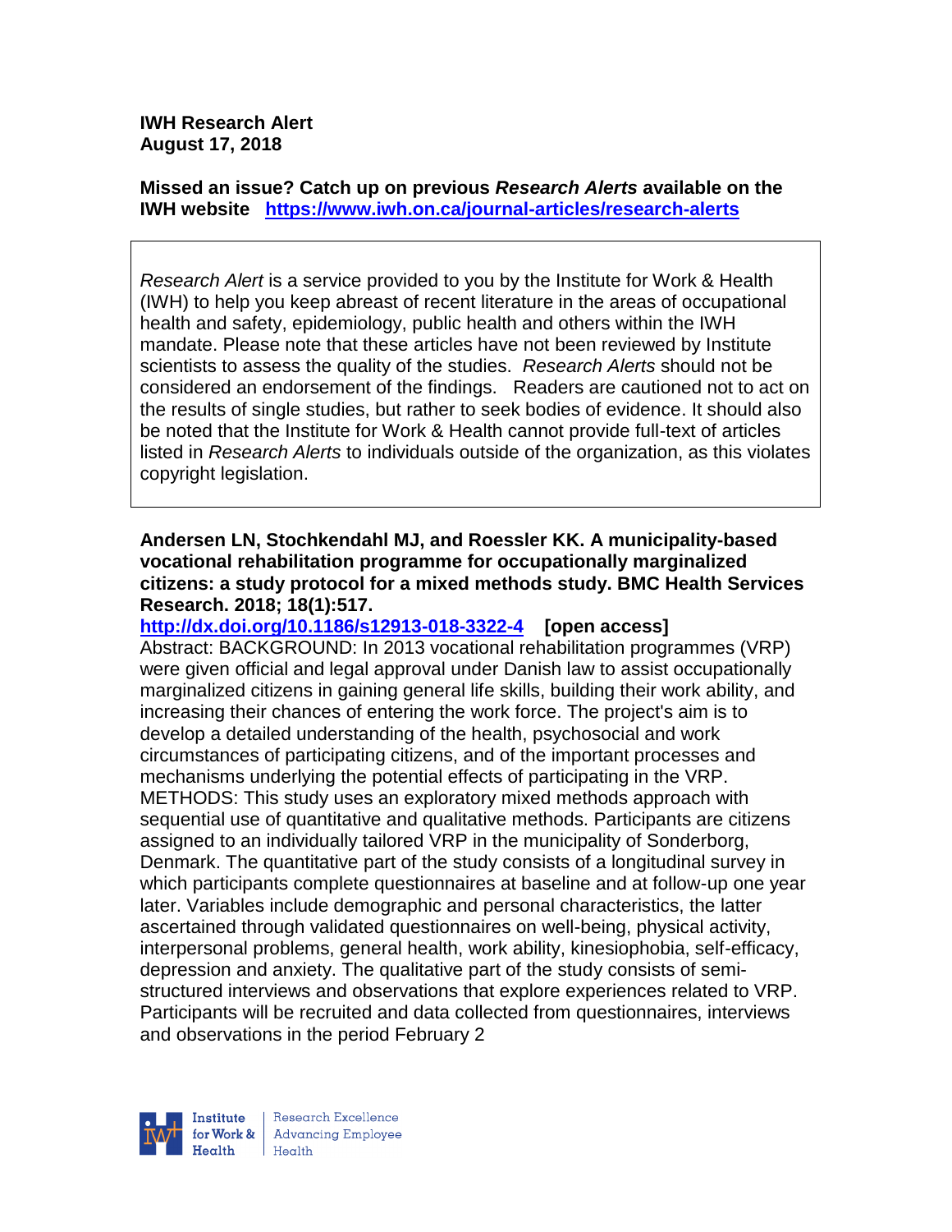**IWH Research Alert**
**August 17, 2018**

**Missed an issue? Catch up on previous *Research Alerts* available on the IWH website** **https://www.iwh.on.ca/journal-articles/research-alerts**

*Research Alert* is a service provided to you by the Institute for Work & Health (IWH) to help you keep abreast of recent literature in the areas of occupational health and safety, epidemiology, public health and others within the IWH mandate. Please note that these articles have not been reviewed by Institute scientists to assess the quality of the studies. *Research Alerts* should not be considered an endorsement of the findings. Readers are cautioned not to act on the results of single studies, but rather to seek bodies of evidence. It should also be noted that the Institute for Work & Health cannot provide full-text of articles listed in *Research Alerts* to individuals outside of the organization, as this violates copyright legislation.

**Andersen LN, Stochkendahl MJ, and Roessler KK. A municipality-based vocational rehabilitation programme for occupationally marginalized citizens: a study protocol for a mixed methods study. BMC Health Services Research. 2018; 18(1):517.**
**http://dx.doi.org/10.1186/s12913-018-3322-4** **[open access]**
Abstract: BACKGROUND: In 2013 vocational rehabilitation programmes (VRP) were given official and legal approval under Danish law to assist occupationally marginalized citizens in gaining general life skills, building their work ability, and increasing their chances of entering the work force. The project's aim is to develop a detailed understanding of the health, psychosocial and work circumstances of participating citizens, and of the important processes and mechanisms underlying the potential effects of participating in the VRP. METHODS: This study uses an exploratory mixed methods approach with sequential use of quantitative and qualitative methods. Participants are citizens assigned to an individually tailored VRP in the municipality of Sonderborg, Denmark. The quantitative part of the study consists of a longitudinal survey in which participants complete questionnaires at baseline and at follow-up one year later. Variables include demographic and personal characteristics, the latter ascertained through validated questionnaires on well-being, physical activity, interpersonal problems, general health, work ability, kinesiophobia, self-efficacy, depression and anxiety. The qualitative part of the study consists of semi-structured interviews and observations that explore experiences related to VRP. Participants will be recruited and data collected from questionnaires, interviews and observations in the period February 2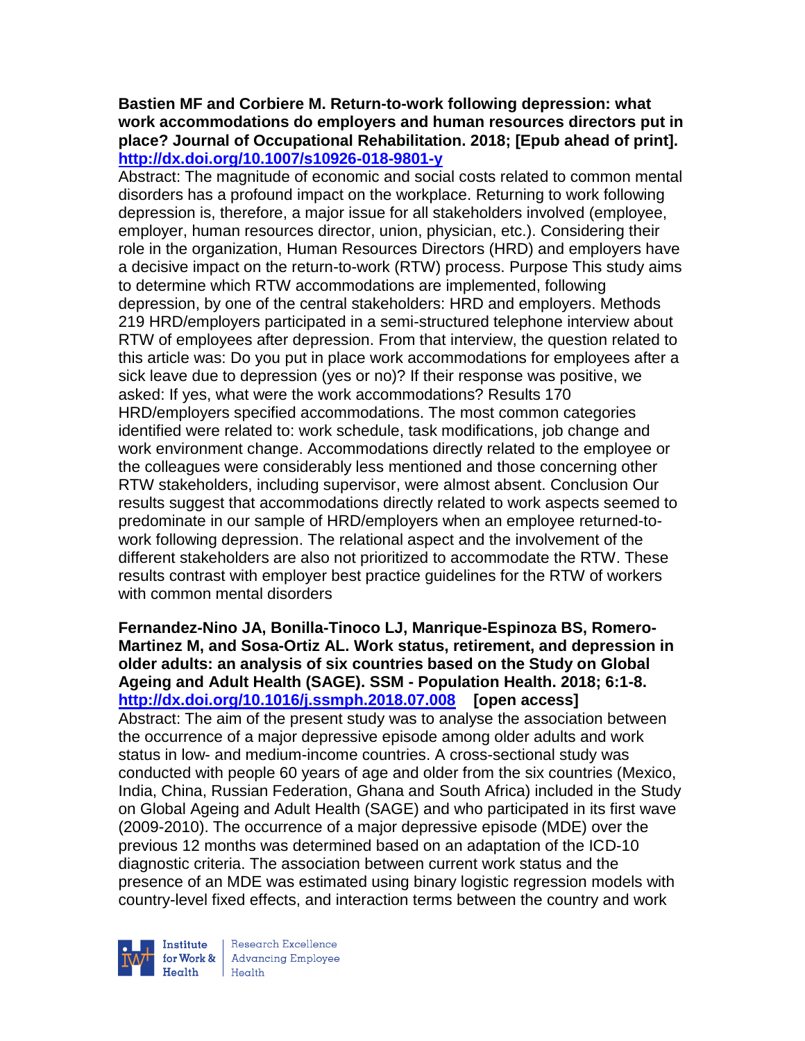**Bastien MF and Corbiere M. Return-to-work following depression: what work accommodations do employers and human resources directors put in place? Journal of Occupational Rehabilitation. 2018; [Epub ahead of print].**
**http://dx.doi.org/10.1007/s10926-018-9801-y**

Abstract: The magnitude of economic and social costs related to common mental disorders has a profound impact on the workplace. Returning to work following depression is, therefore, a major issue for all stakeholders involved (employee, employer, human resources director, union, physician, etc.). Considering their role in the organization, Human Resources Directors (HRD) and employers have a decisive impact on the return-to-work (RTW) process. Purpose This study aims to determine which RTW accommodations are implemented, following depression, by one of the central stakeholders: HRD and employers. Methods 219 HRD/employers participated in a semi-structured telephone interview about RTW of employees after depression. From that interview, the question related to this article was: Do you put in place work accommodations for employees after a sick leave due to depression (yes or no)? If their response was positive, we asked: If yes, what were the work accommodations? Results 170 HRD/employers specified accommodations. The most common categories identified were related to: work schedule, task modifications, job change and work environment change. Accommodations directly related to the employee or the colleagues were considerably less mentioned and those concerning other RTW stakeholders, including supervisor, were almost absent. Conclusion Our results suggest that accommodations directly related to work aspects seemed to predominate in our sample of HRD/employers when an employee returned-to-work following depression. The relational aspect and the involvement of the different stakeholders are also not prioritized to accommodate the RTW. These results contrast with employer best practice guidelines for the RTW of workers with common mental disorders

**Fernandez-Nino JA, Bonilla-Tinoco LJ, Manrique-Espinoza BS, Romero-Martinez M, and Sosa-Ortiz AL. Work status, retirement, and depression in older adults: an analysis of six countries based on the Study on Global Ageing and Adult Health (SAGE). SSM - Population Health. 2018; 6:1-8.**
**http://dx.doi.org/10.1016/j.ssmph.2018.07.008 [open access]**

Abstract: The aim of the present study was to analyse the association between the occurrence of a major depressive episode among older adults and work status in low- and medium-income countries. A cross-sectional study was conducted with people 60 years of age and older from the six countries (Mexico, India, China, Russian Federation, Ghana and South Africa) included in the Study on Global Ageing and Adult Health (SAGE) and who participated in its first wave (2009-2010). The occurrence of a major depressive episode (MDE) over the previous 12 months was determined based on an adaptation of the ICD-10 diagnostic criteria. The association between current work status and the presence of an MDE was estimated using binary logistic regression models with country-level fixed effects, and interaction terms between the country and work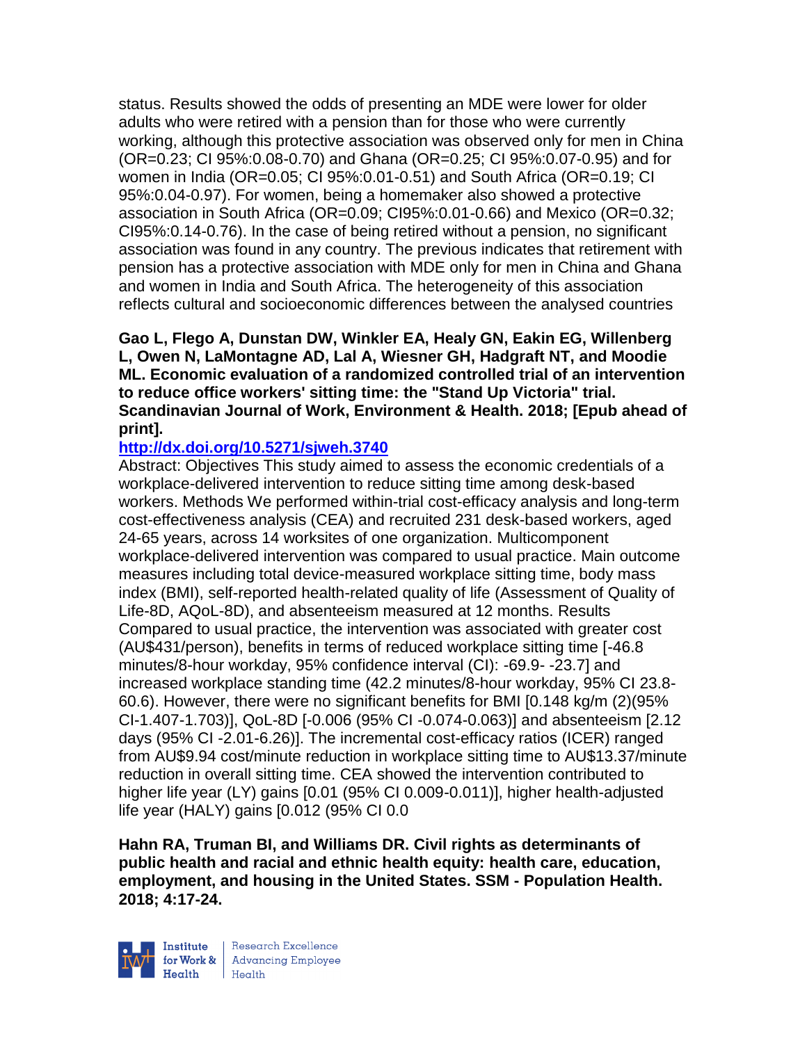status. Results showed the odds of presenting an MDE were lower for older adults who were retired with a pension than for those who were currently working, although this protective association was observed only for men in China (OR=0.23; CI 95%:0.08-0.70) and Ghana (OR=0.25; CI 95%:0.07-0.95) and for women in India (OR=0.05; CI 95%:0.01-0.51) and South Africa (OR=0.19; CI 95%:0.04-0.97). For women, being a homemaker also showed a protective association in South Africa (OR=0.09; CI95%:0.01-0.66) and Mexico (OR=0.32; CI95%:0.14-0.76). In the case of being retired without a pension, no significant association was found in any country. The previous indicates that retirement with pension has a protective association with MDE only for men in China and Ghana and women in India and South Africa. The heterogeneity of this association reflects cultural and socioeconomic differences between the analysed countries

**Gao L, Flego A, Dunstan DW, Winkler EA, Healy GN, Eakin EG, Willenberg L, Owen N, LaMontagne AD, Lal A, Wiesner GH, Hadgraft NT, and Moodie ML. Economic evaluation of a randomized controlled trial of an intervention to reduce office workers' sitting time: the "Stand Up Victoria" trial. Scandinavian Journal of Work, Environment & Health. 2018; [Epub ahead of print].**

**http://dx.doi.org/10.5271/sjweh.3740**

Abstract: Objectives This study aimed to assess the economic credentials of a workplace-delivered intervention to reduce sitting time among desk-based workers. Methods We performed within-trial cost-efficacy analysis and long-term cost-effectiveness analysis (CEA) and recruited 231 desk-based workers, aged 24-65 years, across 14 worksites of one organization. Multicomponent workplace-delivered intervention was compared to usual practice. Main outcome measures including total device-measured workplace sitting time, body mass index (BMI), self-reported health-related quality of life (Assessment of Quality of Life-8D, AQoL-8D), and absenteeism measured at 12 months. Results Compared to usual practice, the intervention was associated with greater cost (AU$431/person), benefits in terms of reduced workplace sitting time [-46.8 minutes/8-hour workday, 95% confidence interval (CI): -69.9- -23.7] and increased workplace standing time (42.2 minutes/8-hour workday, 95% CI 23.8-60.6). However, there were no significant benefits for BMI [0.148 kg/m (2)(95% CI-1.407-1.703)], QoL-8D [-0.006 (95% CI -0.074-0.063)] and absenteeism [2.12 days (95% CI -2.01-6.26)]. The incremental cost-efficacy ratios (ICER) ranged from AU$9.94 cost/minute reduction in workplace sitting time to AU$13.37/minute reduction in overall sitting time. CEA showed the intervention contributed to higher life year (LY) gains [0.01 (95% CI 0.009-0.011)], higher health-adjusted life year (HALY) gains [0.012 (95% CI 0.0

**Hahn RA, Truman BI, and Williams DR. Civil rights as determinants of public health and racial and ethnic health equity: health care, education, employment, and housing in the United States. SSM - Population Health. 2018; 4:17-24.**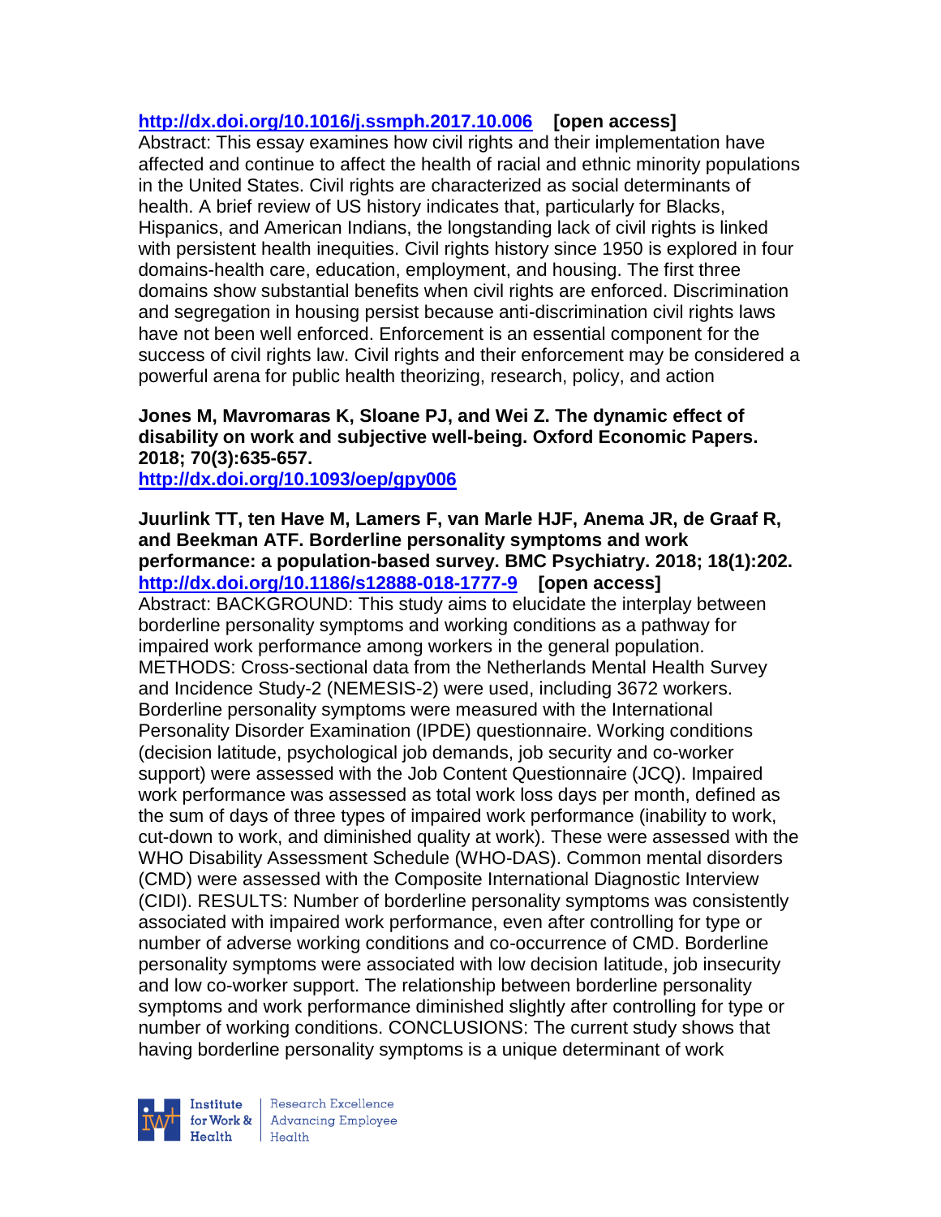**http://dx.doi.org/10.1016/j.ssmph.2017.10.006** **[open access]**
Abstract: This essay examines how civil rights and their implementation have affected and continue to affect the health of racial and ethnic minority populations in the United States. Civil rights are characterized as social determinants of health. A brief review of US history indicates that, particularly for Blacks, Hispanics, and American Indians, the longstanding lack of civil rights is linked with persistent health inequities. Civil rights history since 1950 is explored in four domains-health care, education, employment, and housing. The first three domains show substantial benefits when civil rights are enforced. Discrimination and segregation in housing persist because anti-discrimination civil rights laws have not been well enforced. Enforcement is an essential component for the success of civil rights law. Civil rights and their enforcement may be considered a powerful arena for public health theorizing, research, policy, and action

**Jones M, Mavromaras K, Sloane PJ, and Wei Z. The dynamic effect of disability on work and subjective well-being. Oxford Economic Papers. 2018; 70(3):635-657.**
**http://dx.doi.org/10.1093/oep/gpy006**

**Juurlink TT, ten Have M, Lamers F, van Marle HJF, Anema JR, de Graaf R, and Beekman ATF. Borderline personality symptoms and work performance: a population-based survey. BMC Psychiatry. 2018; 18(1):202.**
**http://dx.doi.org/10.1186/s12888-018-1777-9** **[open access]**
Abstract: BACKGROUND: This study aims to elucidate the interplay between borderline personality symptoms and working conditions as a pathway for impaired work performance among workers in the general population. METHODS: Cross-sectional data from the Netherlands Mental Health Survey and Incidence Study-2 (NEMESIS-2) were used, including 3672 workers. Borderline personality symptoms were measured with the International Personality Disorder Examination (IPDE) questionnaire. Working conditions (decision latitude, psychological job demands, job security and co-worker support) were assessed with the Job Content Questionnaire (JCQ). Impaired work performance was assessed as total work loss days per month, defined as the sum of days of three types of impaired work performance (inability to work, cut-down to work, and diminished quality at work). These were assessed with the WHO Disability Assessment Schedule (WHO-DAS). Common mental disorders (CMD) were assessed with the Composite International Diagnostic Interview (CIDI). RESULTS: Number of borderline personality symptoms was consistently associated with impaired work performance, even after controlling for type or number of adverse working conditions and co-occurrence of CMD. Borderline personality symptoms were associated with low decision latitude, job insecurity and low co-worker support. The relationship between borderline personality symptoms and work performance diminished slightly after controlling for type or number of working conditions. CONCLUSIONS: The current study shows that having borderline personality symptoms is a unique determinant of work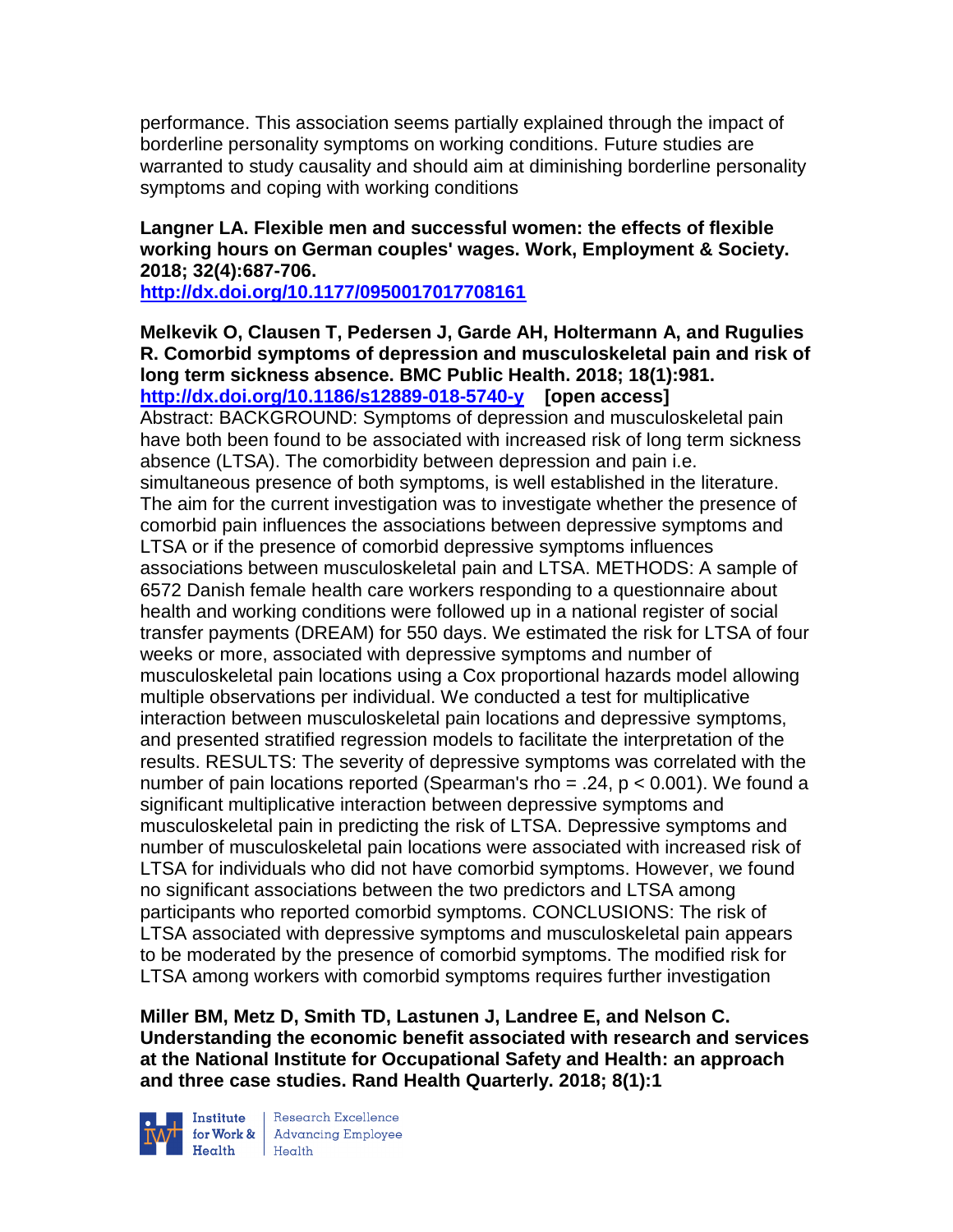performance. This association seems partially explained through the impact of borderline personality symptoms on working conditions. Future studies are warranted to study causality and should aim at diminishing borderline personality symptoms and coping with working conditions

**Langner LA. Flexible men and successful women: the effects of flexible working hours on German couples' wages. Work, Employment & Society. 2018; 32(4):687-706.**
**http://dx.doi.org/10.1177/0950017017708161**

**Melkevik O, Clausen T, Pedersen J, Garde AH, Holtermann A, and Rugulies R. Comorbid symptoms of depression and musculoskeletal pain and risk of long term sickness absence. BMC Public Health. 2018; 18(1):981.**
**http://dx.doi.org/10.1186/s12889-018-5740-y [open access]**
Abstract: BACKGROUND: Symptoms of depression and musculoskeletal pain have both been found to be associated with increased risk of long term sickness absence (LTSA). The comorbidity between depression and pain i.e. simultaneous presence of both symptoms, is well established in the literature. The aim for the current investigation was to investigate whether the presence of comorbid pain influences the associations between depressive symptoms and LTSA or if the presence of comorbid depressive symptoms influences associations between musculoskeletal pain and LTSA. METHODS: A sample of 6572 Danish female health care workers responding to a questionnaire about health and working conditions were followed up in a national register of social transfer payments (DREAM) for 550 days. We estimated the risk for LTSA of four weeks or more, associated with depressive symptoms and number of musculoskeletal pain locations using a Cox proportional hazards model allowing multiple observations per individual. We conducted a test for multiplicative interaction between musculoskeletal pain locations and depressive symptoms, and presented stratified regression models to facilitate the interpretation of the results. RESULTS: The severity of depressive symptoms was correlated with the number of pain locations reported (Spearman's rho = .24, $p < 0.001$). We found a significant multiplicative interaction between depressive symptoms and musculoskeletal pain in predicting the risk of LTSA. Depressive symptoms and number of musculoskeletal pain locations were associated with increased risk of LTSA for individuals who did not have comorbid symptoms. However, we found no significant associations between the two predictors and LTSA among participants who reported comorbid symptoms. CONCLUSIONS: The risk of LTSA associated with depressive symptoms and musculoskeletal pain appears to be moderated by the presence of comorbid symptoms. The modified risk for LTSA among workers with comorbid symptoms requires further investigation

**Miller BM, Metz D, Smith TD, Lastunen J, Landree E, and Nelson C. Understanding the economic benefit associated with research and services at the National Institute for Occupational Safety and Health: an approach and three case studies. Rand Health Quarterly. 2018; 8(1):1**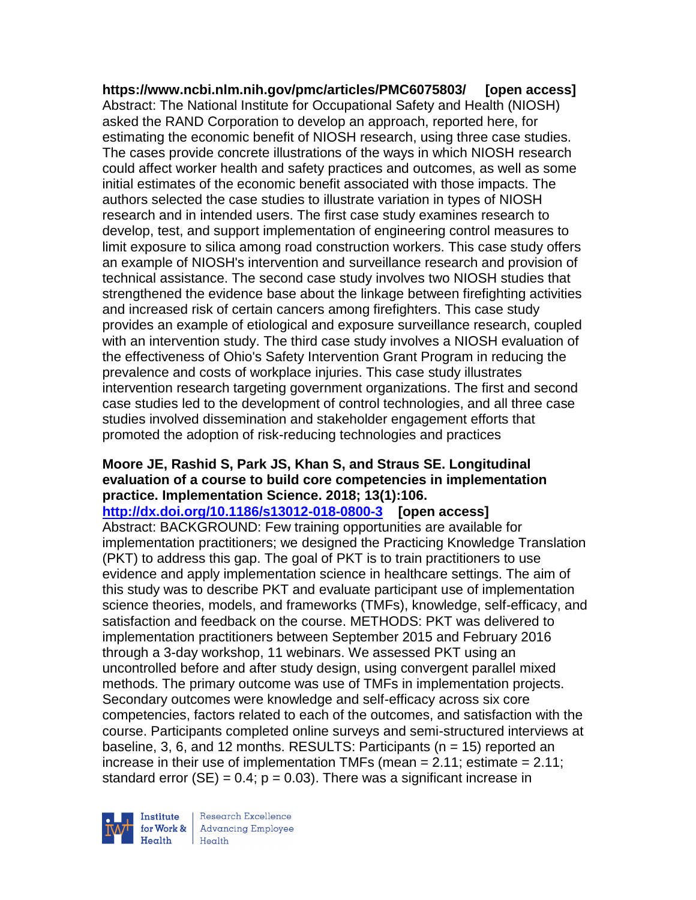**https://www.ncbi.nlm.nih.gov/pmc/articles/PMC6075803/ [open access]**
Abstract: The National Institute for Occupational Safety and Health (NIOSH) asked the RAND Corporation to develop an approach, reported here, for estimating the economic benefit of NIOSH research, using three case studies. The cases provide concrete illustrations of the ways in which NIOSH research could affect worker health and safety practices and outcomes, as well as some initial estimates of the economic benefit associated with those impacts. The authors selected the case studies to illustrate variation in types of NIOSH research and in intended users. The first case study examines research to develop, test, and support implementation of engineering control measures to limit exposure to silica among road construction workers. This case study offers an example of NIOSH's intervention and surveillance research and provision of technical assistance. The second case study involves two NIOSH studies that strengthened the evidence base about the linkage between firefighting activities and increased risk of certain cancers among firefighters. This case study provides an example of etiological and exposure surveillance research, coupled with an intervention study. The third case study involves a NIOSH evaluation of the effectiveness of Ohio's Safety Intervention Grant Program in reducing the prevalence and costs of workplace injuries. This case study illustrates intervention research targeting government organizations. The first and second case studies led to the development of control technologies, and all three case studies involved dissemination and stakeholder engagement efforts that promoted the adoption of risk-reducing technologies and practices

**Moore JE, Rashid S, Park JS, Khan S, and Straus SE. Longitudinal evaluation of a course to build core competencies in implementation practice. Implementation Science. 2018; 13(1):106.**
**http://dx.doi.org/10.1186/s13012-018-0800-3 [open access]**
Abstract: BACKGROUND: Few training opportunities are available for implementation practitioners; we designed the Practicing Knowledge Translation (PKT) to address this gap. The goal of PKT is to train practitioners to use evidence and apply implementation science in healthcare settings. The aim of this study was to describe PKT and evaluate participant use of implementation science theories, models, and frameworks (TMFs), knowledge, self-efficacy, and satisfaction and feedback on the course. METHODS: PKT was delivered to implementation practitioners between September 2015 and February 2016 through a 3-day workshop, 11 webinars. We assessed PKT using an uncontrolled before and after study design, using convergent parallel mixed methods. The primary outcome was use of TMFs in implementation projects. Secondary outcomes were knowledge and self-efficacy across six core competencies, factors related to each of the outcomes, and satisfaction with the course. Participants completed online surveys and semi-structured interviews at baseline, 3, 6, and 12 months. RESULTS: Participants ($n = 15$) reported an increase in their use of implementation TMFs (mean = 2.11; estimate = 2.11; standard error (SE) = 0.4; $p = 0.03$). There was a significant increase in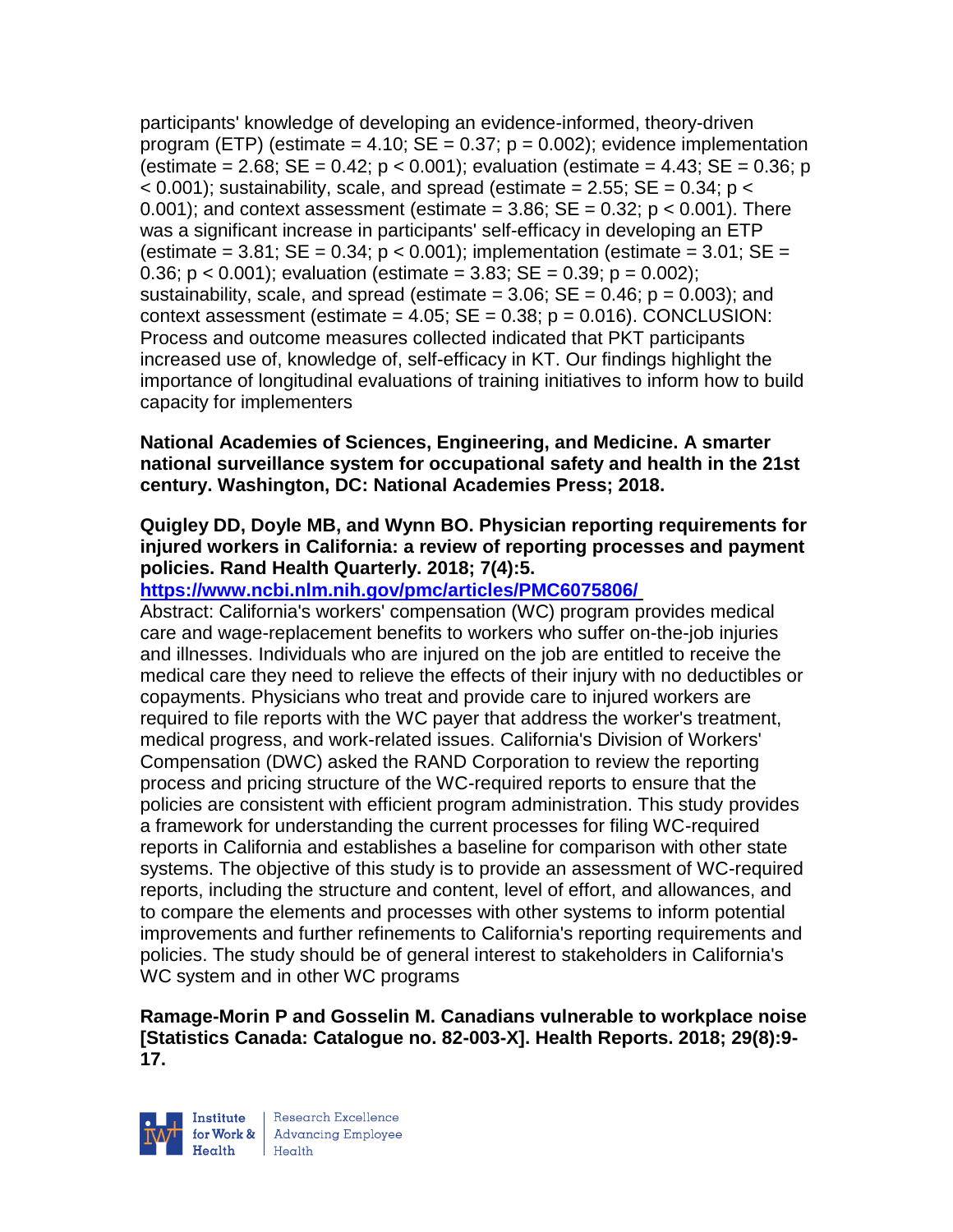participants' knowledge of developing an evidence-informed, theory-driven program (ETP) (estimate = 4.10; SE = 0.37; $p = 0.002$); evidence implementation (estimate = 2.68; SE = 0.42; $p < 0.001$); evaluation (estimate = 4.43; SE = 0.36; $p < 0.001$); sustainability, scale, and spread (estimate = 2.55; SE = 0.34; $p < 0.001$); and context assessment (estimate = 3.86; SE = 0.32; $p < 0.001$). There was a significant increase in participants' self-efficacy in developing an ETP (estimate = 3.81; SE = 0.34; $p < 0.001$); implementation (estimate = 3.01; SE = 0.36; $p < 0.001$); evaluation (estimate = 3.83; SE = 0.39; $p = 0.002$); sustainability, scale, and spread (estimate = 3.06; SE = 0.46; $p = 0.003$); and context assessment (estimate = 4.05; SE = 0.38; $p = 0.016$). CONCLUSION: Process and outcome measures collected indicated that PKT participants increased use of, knowledge of, self-efficacy in KT. Our findings highlight the importance of longitudinal evaluations of training initiatives to inform how to build capacity for implementers

**National Academies of Sciences, Engineering, and Medicine. A smarter national surveillance system for occupational safety and health in the 21st century. Washington, DC: National Academies Press; 2018.**

**Quigley DD, Doyle MB, and Wynn BO. Physician reporting requirements for injured workers in California: a review of reporting processes and payment policies. Rand Health Quarterly. 2018; 7(4):5.**
**https://www.ncbi.nlm.nih.gov/pmc/articles/PMC6075806/**
Abstract: California's workers' compensation (WC) program provides medical care and wage-replacement benefits to workers who suffer on-the-job injuries and illnesses. Individuals who are injured on the job are entitled to receive the medical care they need to relieve the effects of their injury with no deductibles or copayments. Physicians who treat and provide care to injured workers are required to file reports with the WC payer that address the worker's treatment, medical progress, and work-related issues. California's Division of Workers' Compensation (DWC) asked the RAND Corporation to review the reporting process and pricing structure of the WC-required reports to ensure that the policies are consistent with efficient program administration. This study provides a framework for understanding the current processes for filing WC-required reports in California and establishes a baseline for comparison with other state systems. The objective of this study is to provide an assessment of WC-required reports, including the structure and content, level of effort, and allowances, and to compare the elements and processes with other systems to inform potential improvements and further refinements to California's reporting requirements and policies. The study should be of general interest to stakeholders in California's WC system and in other WC programs

**Ramage-Morin P and Gosselin M. Canadians vulnerable to workplace noise [Statistics Canada: Catalogue no. 82-003-X]. Health Reports. 2018; 29(8):9-17.**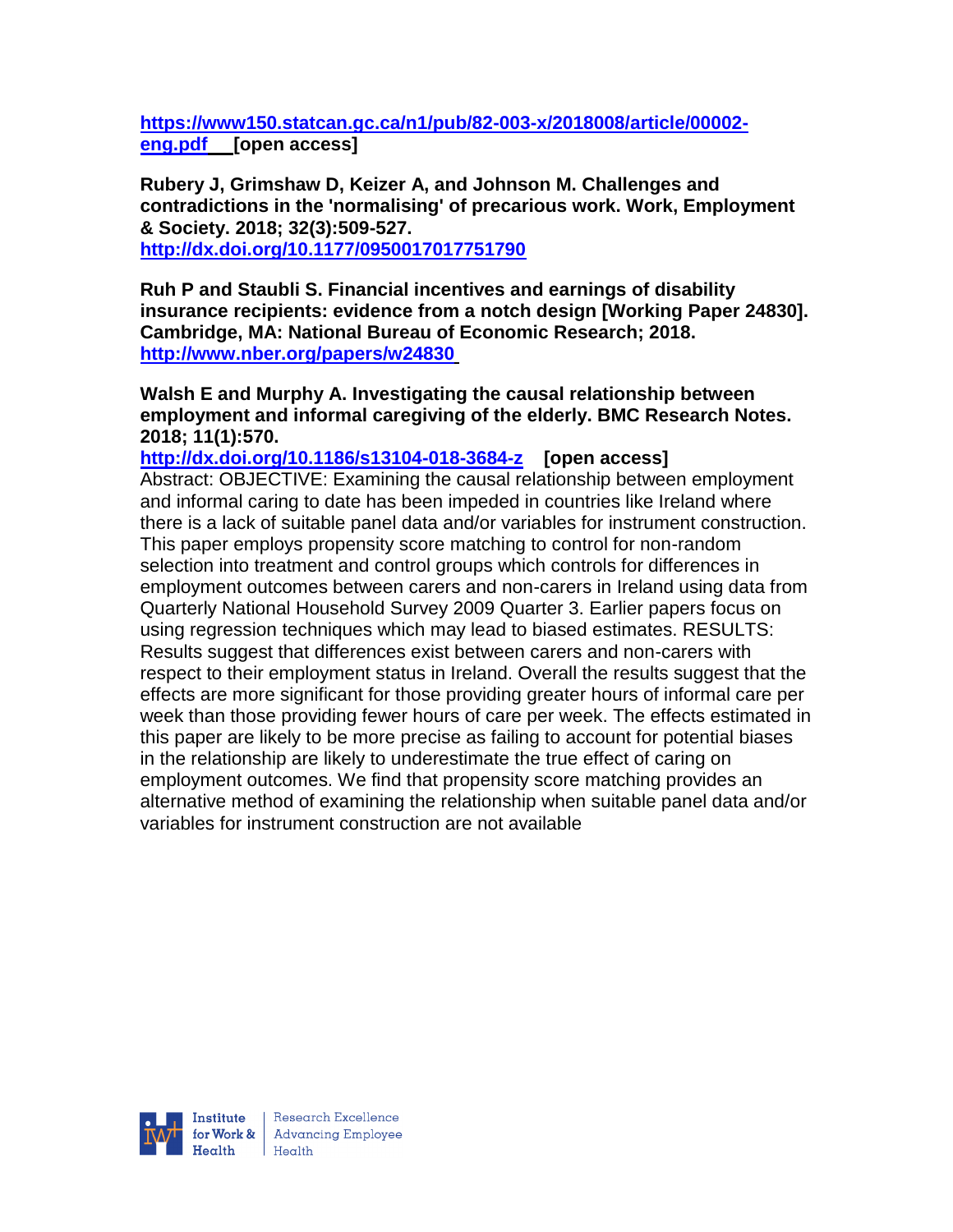**https://www150.statcan.gc.ca/n1/pub/82-003-x/2018008/article/00002-eng.pdf [open access]**

**Rubery J, Grimshaw D, Keizer A, and Johnson M. Challenges and contradictions in the 'normalising' of precarious work. Work, Employment & Society. 2018; 32(3):509-527.**
**http://dx.doi.org/10.1177/0950017017751790**

**Ruh P and Staubli S. Financial incentives and earnings of disability insurance recipients: evidence from a notch design [Working Paper 24830]. Cambridge, MA: National Bureau of Economic Research; 2018.**
**http://www.nber.org/papers/w24830**

**Walsh E and Murphy A. Investigating the causal relationship between employment and informal caregiving of the elderly. BMC Research Notes. 2018; 11(1):570.**
**http://dx.doi.org/10.1186/s13104-018-3684-z [open access]**
Abstract: OBJECTIVE: Examining the causal relationship between employment and informal caring to date has been impeded in countries like Ireland where there is a lack of suitable panel data and/or variables for instrument construction. This paper employs propensity score matching to control for non-random selection into treatment and control groups which controls for differences in employment outcomes between carers and non-carers in Ireland using data from Quarterly National Household Survey 2009 Quarter 3. Earlier papers focus on using regression techniques which may lead to biased estimates. RESULTS: Results suggest that differences exist between carers and non-carers with respect to their employment status in Ireland. Overall the results suggest that the effects are more significant for those providing greater hours of informal care per week than those providing fewer hours of care per week. The effects estimated in this paper are likely to be more precise as failing to account for potential biases in the relationship are likely to underestimate the true effect of caring on employment outcomes. We find that propensity score matching provides an alternative method of examining the relationship when suitable panel data and/or variables for instrument construction are not available